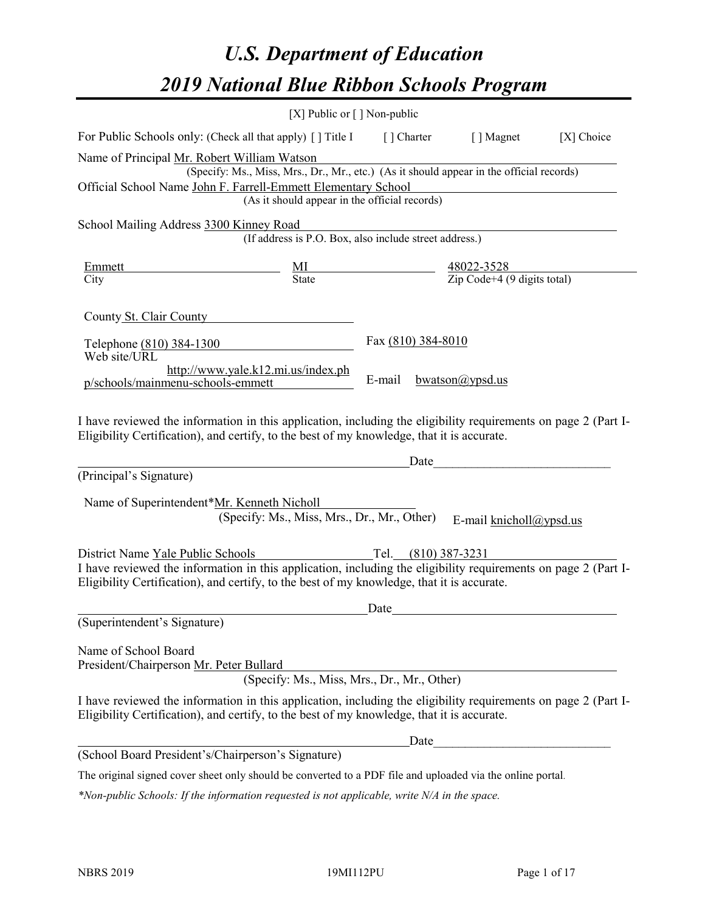# *U.S. Department of Education*

# *2019 National Blue Ribbon Schools Program*

[X] Public or [ ] Non-public

For Public Schools only: (Check all that apply) [ ] Title I [ ] Charter [ ] Magnet [X] Choice

Name of Principal Mr. Robert William Watson
(Specify: Ms., Miss, Mrs., Dr., Mr., etc.) (As it should appear in the official records)

Official School Name John F. Farrell-Emmett Elementary School
(As it should appear in the official records)

School Mailing Address 3300 Kinney Road
(If address is P.O. Box, also include street address.)

| City | State | Zip Code+4 (9 digits total) |
|---|---|---|
| Emmett | MI | 48022-3528 |

County St. Clair County

Telephone (810) 384-1300 Fax (810) 384-8010

Web site/URL http://www.yale.k12.mi.us/index.php/schools/mainmenu-schools-emmett E-mail bwatson@ypsd.us

I have reviewed the information in this application, including the eligibility requirements on page 2 (Part I-Eligibility Certification), and certify, to the best of my knowledge, that it is accurate.

_________________________________________ Date_____________________

(Principal's Signature)

Name of Superintendent*Mr. Kenneth Nicholl
(Specify: Ms., Miss, Mrs., Dr., Mr., Other) E-mail knicholl@ypsd.us

District Name Yale Public Schools Tel. (810) 387-3231

I have reviewed the information in this application, including the eligibility requirements on page 2 (Part I-Eligibility Certification), and certify, to the best of my knowledge, that it is accurate.

_________________________________________ Date_____________________

(Superintendent's Signature)

Name of School Board
President/Chairperson Mr. Peter Bullard
(Specify: Ms., Miss, Mrs., Dr., Mr., Other)

I have reviewed the information in this application, including the eligibility requirements on page 2 (Part I-Eligibility Certification), and certify, to the best of my knowledge, that it is accurate.

_________________________________________ Date_____________________

(School Board President's/Chairperson's Signature)

The original signed cover sheet only should be converted to a PDF file and uploaded via the online portal.

*\*Non-public Schools: If the information requested is not applicable, write N/A in the space.*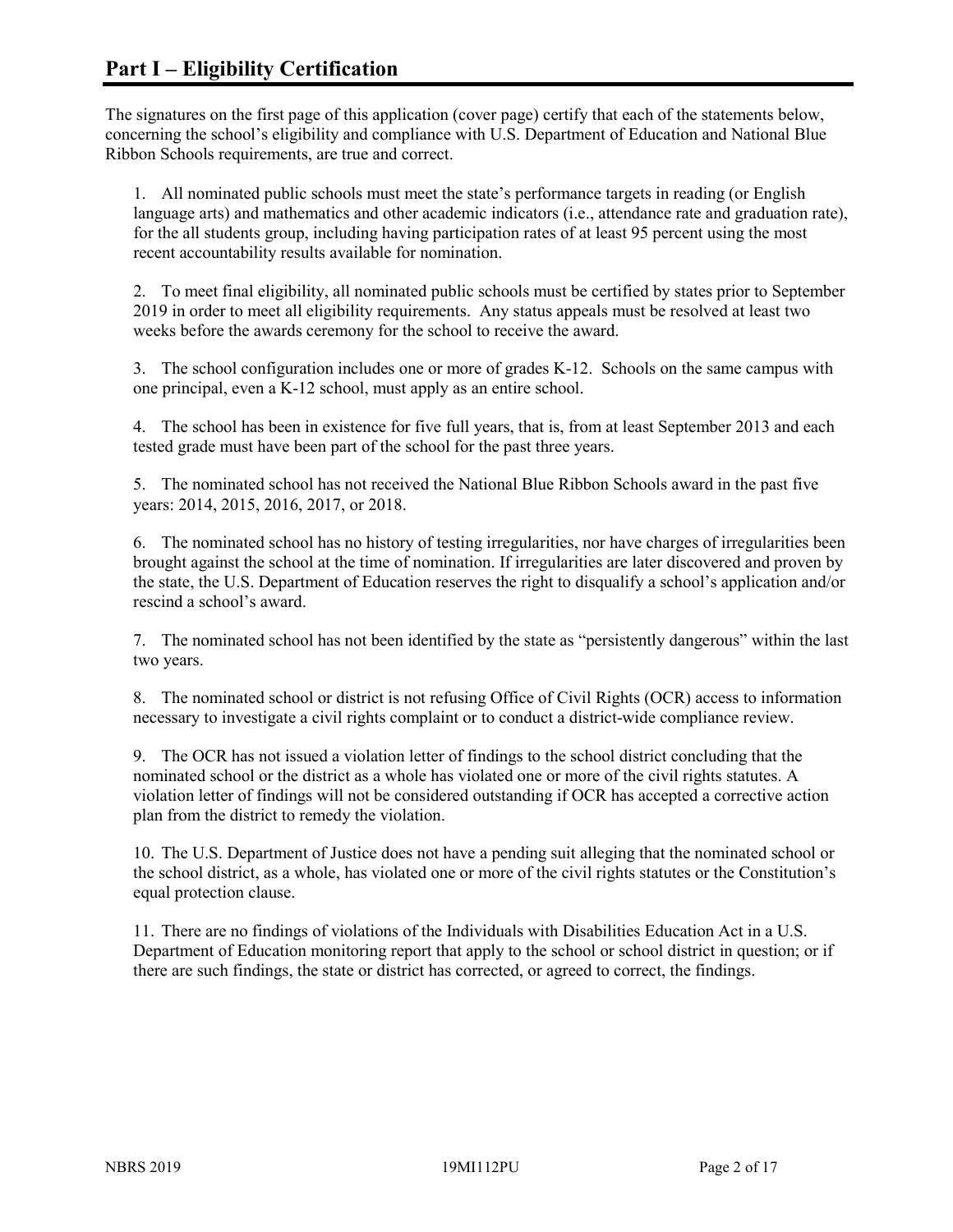# Part I – Eligibility Certification

The signatures on the first page of this application (cover page) certify that each of the statements below, concerning the school's eligibility and compliance with U.S. Department of Education and National Blue Ribbon Schools requirements, are true and correct.

1. All nominated public schools must meet the state's performance targets in reading (or English language arts) and mathematics and other academic indicators (i.e., attendance rate and graduation rate), for the all students group, including having participation rates of at least 95 percent using the most recent accountability results available for nomination.

2. To meet final eligibility, all nominated public schools must be certified by states prior to September 2019 in order to meet all eligibility requirements. Any status appeals must be resolved at least two weeks before the awards ceremony for the school to receive the award.

3. The school configuration includes one or more of grades K-12. Schools on the same campus with one principal, even a K-12 school, must apply as an entire school.

4. The school has been in existence for five full years, that is, from at least September 2013 and each tested grade must have been part of the school for the past three years.

5. The nominated school has not received the National Blue Ribbon Schools award in the past five years: 2014, 2015, 2016, 2017, or 2018.

6. The nominated school has no history of testing irregularities, nor have charges of irregularities been brought against the school at the time of nomination. If irregularities are later discovered and proven by the state, the U.S. Department of Education reserves the right to disqualify a school's application and/or rescind a school's award.

7. The nominated school has not been identified by the state as "persistently dangerous" within the last two years.

8. The nominated school or district is not refusing Office of Civil Rights (OCR) access to information necessary to investigate a civil rights complaint or to conduct a district-wide compliance review.

9. The OCR has not issued a violation letter of findings to the school district concluding that the nominated school or the district as a whole has violated one or more of the civil rights statutes. A violation letter of findings will not be considered outstanding if OCR has accepted a corrective action plan from the district to remedy the violation.

10. The U.S. Department of Justice does not have a pending suit alleging that the nominated school or the school district, as a whole, has violated one or more of the civil rights statutes or the Constitution's equal protection clause.

11. There are no findings of violations of the Individuals with Disabilities Education Act in a U.S. Department of Education monitoring report that apply to the school or school district in question; or if there are such findings, the state or district has corrected, or agreed to correct, the findings.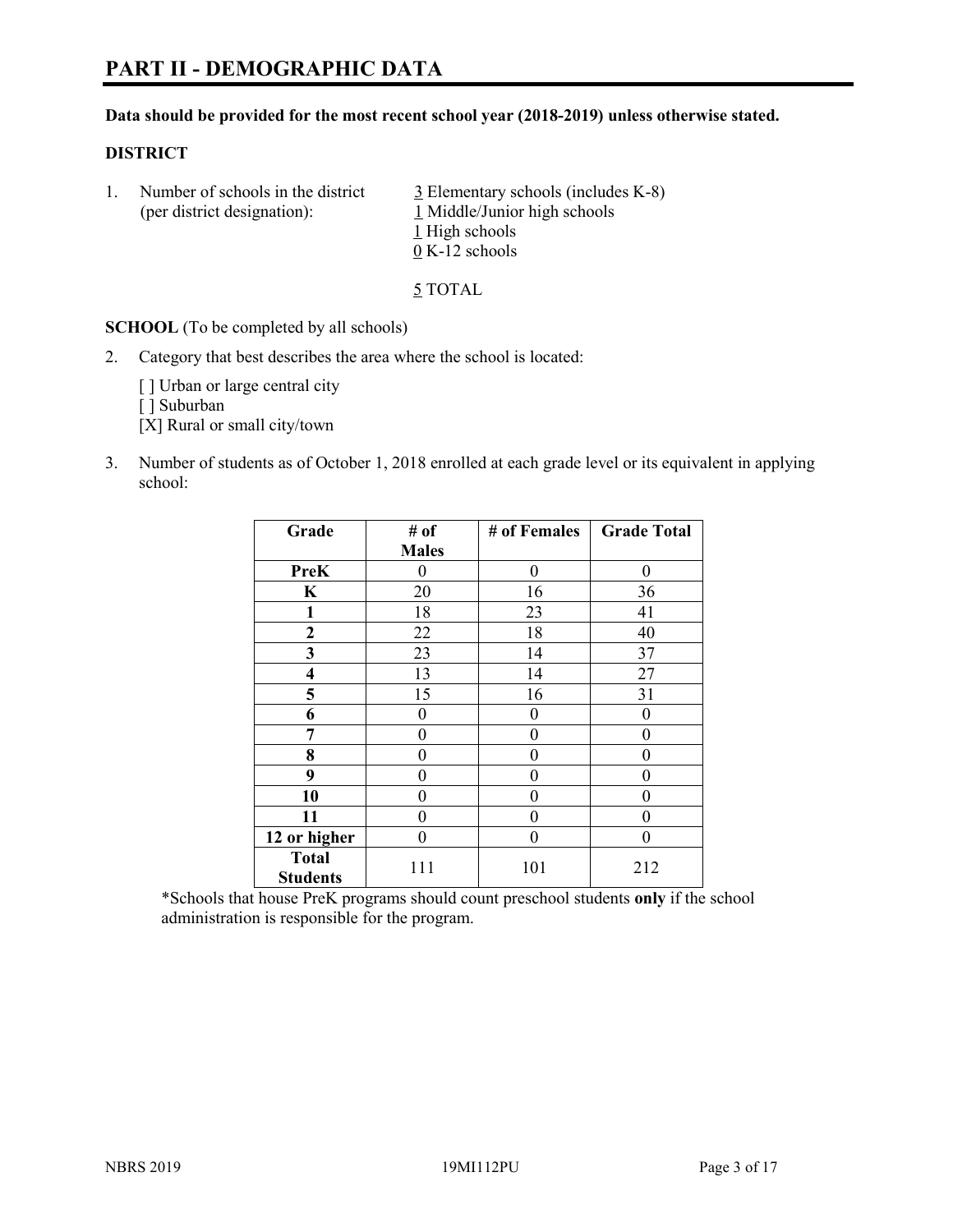# PART II - DEMOGRAPHIC DATA

**Data should be provided for the most recent school year (2018-2019) unless otherwise stated.**

**DISTRICT**

1. Number of schools in the district (per district designation):
   3 Elementary schools (includes K-8)
   1 Middle/Junior high schools
   1 High schools
   0 K-12 schools

   5 TOTAL

**SCHOOL** (To be completed by all schools)

2. Category that best describes the area where the school is located:

   [ ] Urban or large central city
   [ ] Suburban
   [X] Rural or small city/town

3. Number of students as of October 1, 2018 enrolled at each grade level or its equivalent in applying school:

| Grade | # of Males | # of Females | Grade Total |
|---|---|---|---|
| PreK | 0 | 0 | 0 |
| K | 20 | 16 | 36 |
| 1 | 18 | 23 | 41 |
| 2 | 22 | 18 | 40 |
| 3 | 23 | 14 | 37 |
| 4 | 13 | 14 | 27 |
| 5 | 15 | 16 | 31 |
| 6 | 0 | 0 | 0 |
| 7 | 0 | 0 | 0 |
| 8 | 0 | 0 | 0 |
| 9 | 0 | 0 | 0 |
| 10 | 0 | 0 | 0 |
| 11 | 0 | 0 | 0 |
| 12 or higher | 0 | 0 | 0 |
| Total Students | 111 | 101 | 212 |

*Schools that house PreK programs should count preschool students **only** if the school administration is responsible for the program.

NBRS 2019 19MI112PU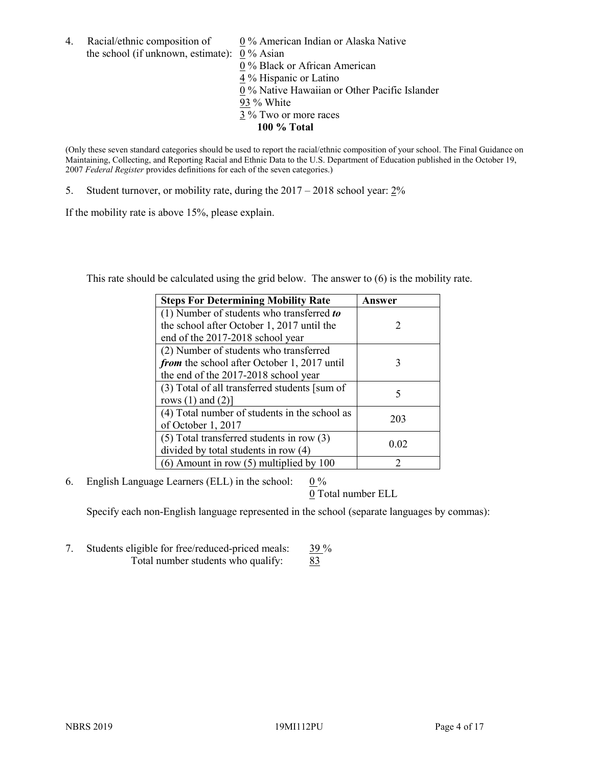4. Racial/ethnic composition of the school (if unknown, estimate):
   0 % American Indian or Alaska Native
   0 % Asian
   0 % Black or African American
   4 % Hispanic or Latino
   0 % Native Hawaiian or Other Pacific Islander
   93 % White
   3 % Two or more races
   **100 % Total**

(Only these seven standard categories should be used to report the racial/ethnic composition of your school. The Final Guidance on Maintaining, Collecting, and Reporting Racial and Ethnic Data to the U.S. Department of Education published in the October 19, 2007 *Federal Register* provides definitions for each of the seven categories.)

5. Student turnover, or mobility rate, during the 2017 – 2018 school year: 2%

If the mobility rate is above 15%, please explain.

This rate should be calculated using the grid below. The answer to (6) is the mobility rate.

| Steps For Determining Mobility Rate | Answer |
|---|---|
| (1) Number of students who transferred ***to*** the school after October 1, 2017 until the end of the 2017-2018 school year | 2 |
| (2) Number of students who transferred ***from*** the school after October 1, 2017 until the end of the 2017-2018 school year | 3 |
| (3) Total of all transferred students [sum of rows (1) and (2)] | 5 |
| (4) Total number of students in the school as of October 1, 2017 | 203 |
| (5) Total transferred students in row (3) divided by total students in row (4) | 0.02 |
| (6) Amount in row (5) multiplied by 100 | 2 |

6. English Language Learners (ELL) in the school: 0 %
   0 Total number ELL

   Specify each non-English language represented in the school (separate languages by commas):

7. Students eligible for free/reduced-priced meals: 39 %
   Total number students who qualify: 83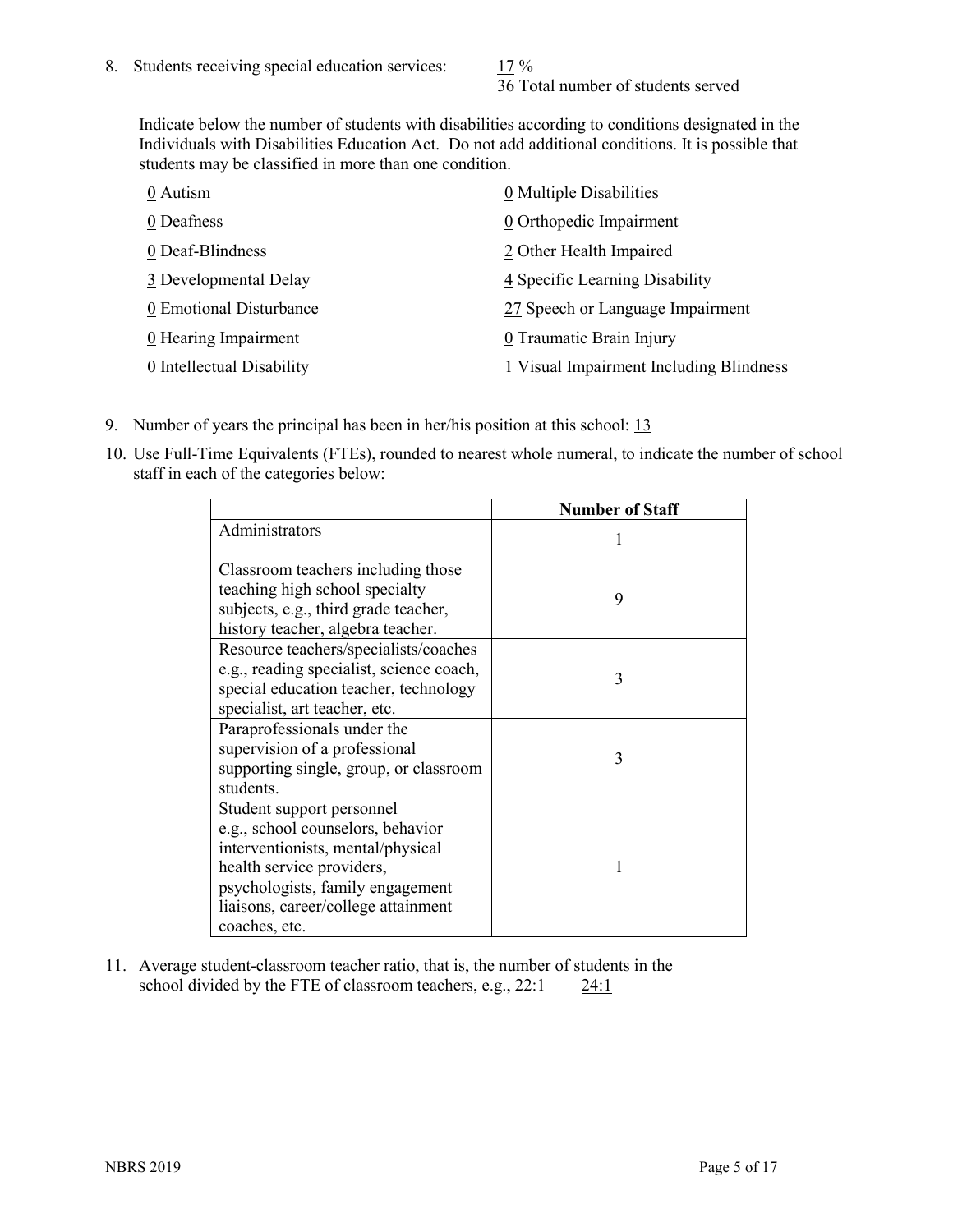8. Students receiving special education services: 17 %
36 Total number of students served

Indicate below the number of students with disabilities according to conditions designated in the Individuals with Disabilities Education Act. Do not add additional conditions. It is possible that students may be classified in more than one condition.

0 Autism
0 Deafness
0 Deaf-Blindness
3 Developmental Delay
0 Emotional Disturbance
0 Hearing Impairment
0 Intellectual Disability
0 Multiple Disabilities
0 Orthopedic Impairment
2 Other Health Impaired
4 Specific Learning Disability
27 Speech or Language Impairment
0 Traumatic Brain Injury
1 Visual Impairment Including Blindness

9. Number of years the principal has been in her/his position at this school: 13

10. Use Full-Time Equivalents (FTEs), rounded to nearest whole numeral, to indicate the number of school staff in each of the categories below:

| | Number of Staff |
|---|---|
| Administrators | 1 |
| Classroom teachers including those teaching high school specialty subjects, e.g., third grade teacher, history teacher, algebra teacher. | 9 |
| Resource teachers/specialists/coaches e.g., reading specialist, science coach, special education teacher, technology specialist, art teacher, etc. | 3 |
| Paraprofessionals under the supervision of a professional supporting single, group, or classroom students. | 3 |
| Student support personnel e.g., school counselors, behavior interventionists, mental/physical health service providers, psychologists, family engagement liaisons, career/college attainment coaches, etc. | 1 |

11. Average student-classroom teacher ratio, that is, the number of students in the school divided by the FTE of classroom teachers, e.g., 22:1 24:1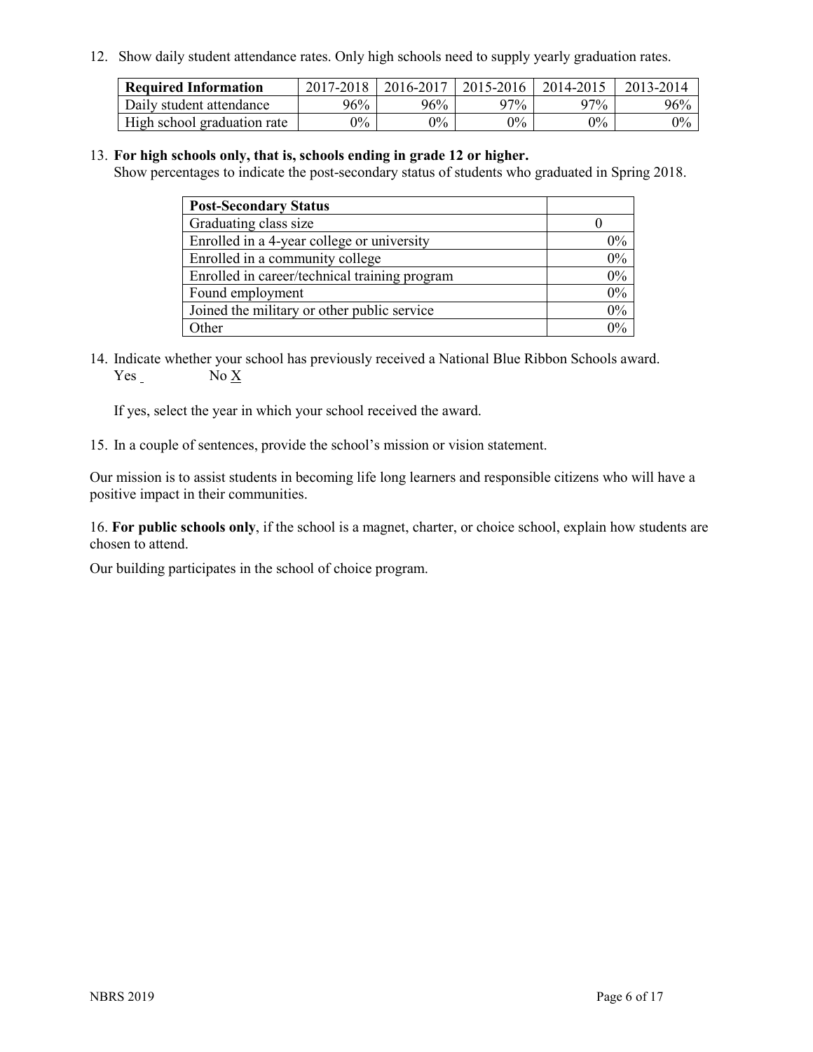12. Show daily student attendance rates. Only high schools need to supply yearly graduation rates.

| Required Information | 2017-2018 | 2016-2017 | 2015-2016 | 2014-2015 | 2013-2014 |
|---|---|---|---|---|---|
| Daily student attendance | 96% | 96% | 97% | 97% | 96% |
| High school graduation rate | 0% | 0% | 0% | 0% | 0% |

13. **For high schools only, that is, schools ending in grade 12 or higher.**
Show percentages to indicate the post-secondary status of students who graduated in Spring 2018.

| Post-Secondary Status | |
|---|---|
| Graduating class size | 0 |
| Enrolled in a 4-year college or university | 0% |
| Enrolled in a community college | 0% |
| Enrolled in career/technical training program | 0% |
| Found employment | 0% |
| Joined the military or other public service | 0% |
| Other | 0% |

14. Indicate whether your school has previously received a National Blue Ribbon Schools award.
Yes _ No X

If yes, select the year in which your school received the award.

15. In a couple of sentences, provide the school's mission or vision statement.

Our mission is to assist students in becoming life long learners and responsible citizens who will have a positive impact in their communities.

16. **For public schools only**, if the school is a magnet, charter, or choice school, explain how students are chosen to attend.

Our building participates in the school of choice program.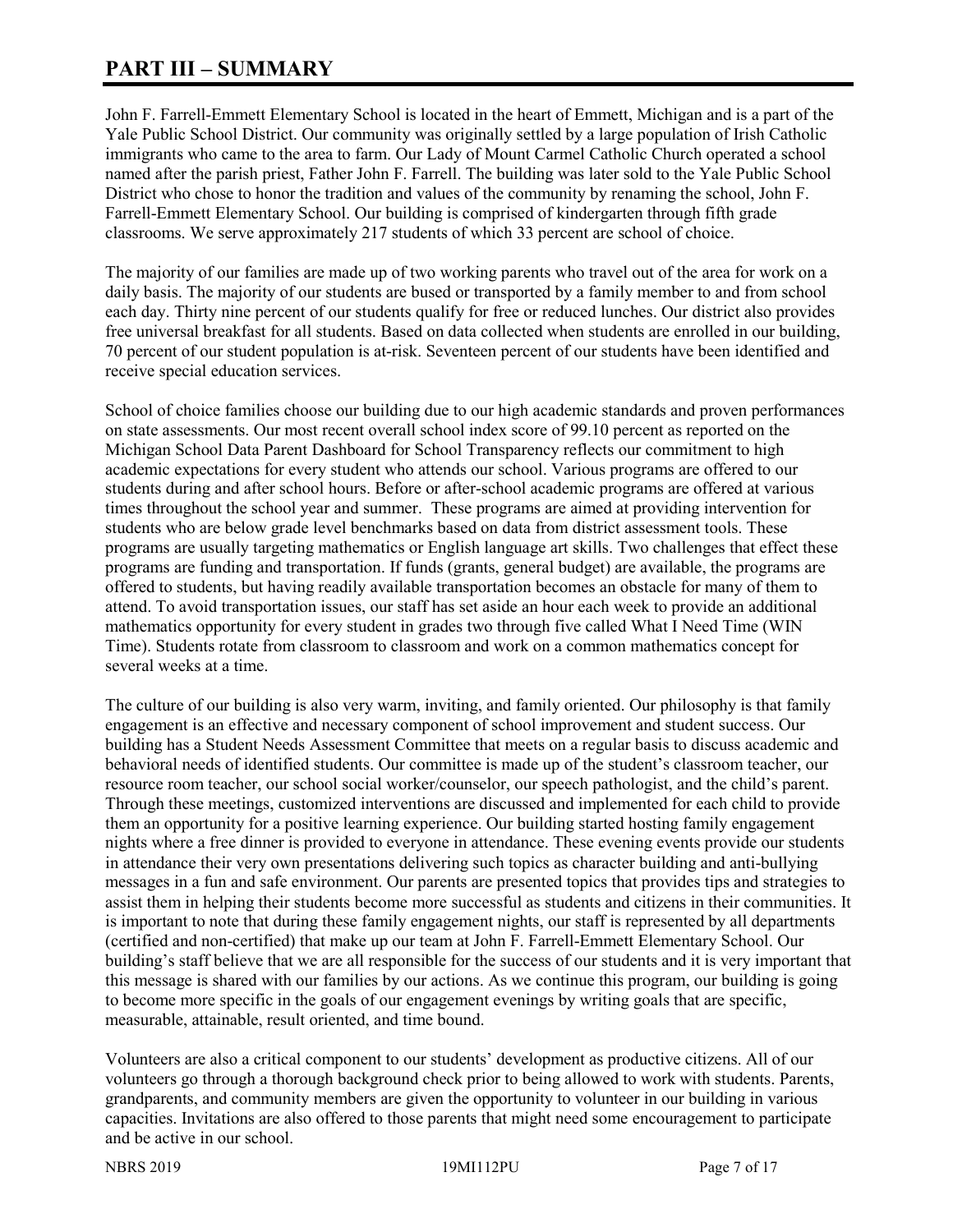# PART III – SUMMARY

John F. Farrell-Emmett Elementary School is located in the heart of Emmett, Michigan and is a part of the Yale Public School District. Our community was originally settled by a large population of Irish Catholic immigrants who came to the area to farm. Our Lady of Mount Carmel Catholic Church operated a school named after the parish priest, Father John F. Farrell. The building was later sold to the Yale Public School District who chose to honor the tradition and values of the community by renaming the school, John F. Farrell-Emmett Elementary School. Our building is comprised of kindergarten through fifth grade classrooms. We serve approximately 217 students of which 33 percent are school of choice.

The majority of our families are made up of two working parents who travel out of the area for work on a daily basis. The majority of our students are bused or transported by a family member to and from school each day. Thirty nine percent of our students qualify for free or reduced lunches. Our district also provides free universal breakfast for all students. Based on data collected when students are enrolled in our building, 70 percent of our student population is at-risk. Seventeen percent of our students have been identified and receive special education services.

School of choice families choose our building due to our high academic standards and proven performances on state assessments. Our most recent overall school index score of 99.10 percent as reported on the Michigan School Data Parent Dashboard for School Transparency reflects our commitment to high academic expectations for every student who attends our school. Various programs are offered to our students during and after school hours. Before or after-school academic programs are offered at various times throughout the school year and summer. These programs are aimed at providing intervention for students who are below grade level benchmarks based on data from district assessment tools. These programs are usually targeting mathematics or English language art skills. Two challenges that effect these programs are funding and transportation. If funds (grants, general budget) are available, the programs are offered to students, but having readily available transportation becomes an obstacle for many of them to attend. To avoid transportation issues, our staff has set aside an hour each week to provide an additional mathematics opportunity for every student in grades two through five called What I Need Time (WIN Time). Students rotate from classroom to classroom and work on a common mathematics concept for several weeks at a time.

The culture of our building is also very warm, inviting, and family oriented. Our philosophy is that family engagement is an effective and necessary component of school improvement and student success. Our building has a Student Needs Assessment Committee that meets on a regular basis to discuss academic and behavioral needs of identified students. Our committee is made up of the student's classroom teacher, our resource room teacher, our school social worker/counselor, our speech pathologist, and the child's parent. Through these meetings, customized interventions are discussed and implemented for each child to provide them an opportunity for a positive learning experience. Our building started hosting family engagement nights where a free dinner is provided to everyone in attendance. These evening events provide our students in attendance their very own presentations delivering such topics as character building and anti-bullying messages in a fun and safe environment. Our parents are presented topics that provides tips and strategies to assist them in helping their students become more successful as students and citizens in their communities. It is important to note that during these family engagement nights, our staff is represented by all departments (certified and non-certified) that make up our team at John F. Farrell-Emmett Elementary School. Our building's staff believe that we are all responsible for the success of our students and it is very important that this message is shared with our families by our actions. As we continue this program, our building is going to become more specific in the goals of our engagement evenings by writing goals that are specific, measurable, attainable, result oriented, and time bound.

Volunteers are also a critical component to our students' development as productive citizens. All of our volunteers go through a thorough background check prior to being allowed to work with students. Parents, grandparents, and community members are given the opportunity to volunteer in our building in various capacities. Invitations are also offered to those parents that might need some encouragement to participate and be active in our school.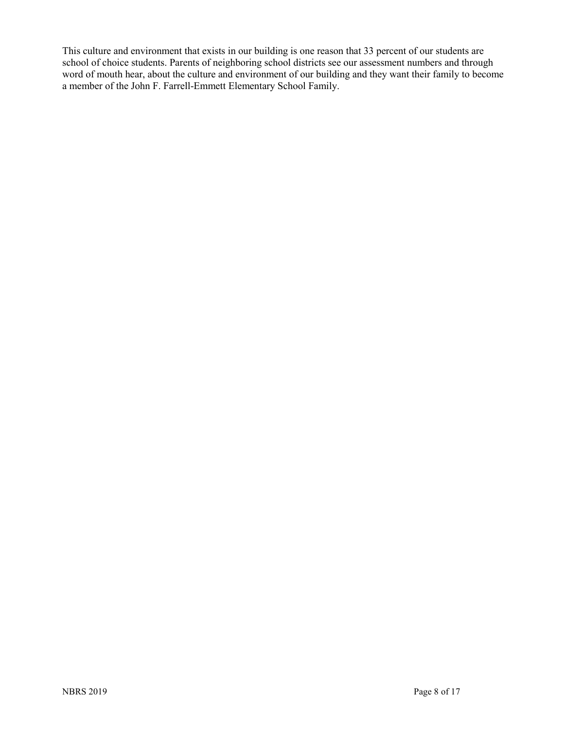This culture and environment that exists in our building is one reason that 33 percent of our students are school of choice students. Parents of neighboring school districts see our assessment numbers and through word of mouth hear, about the culture and environment of our building and they want their family to become a member of the John F. Farrell-Emmett Elementary School Family.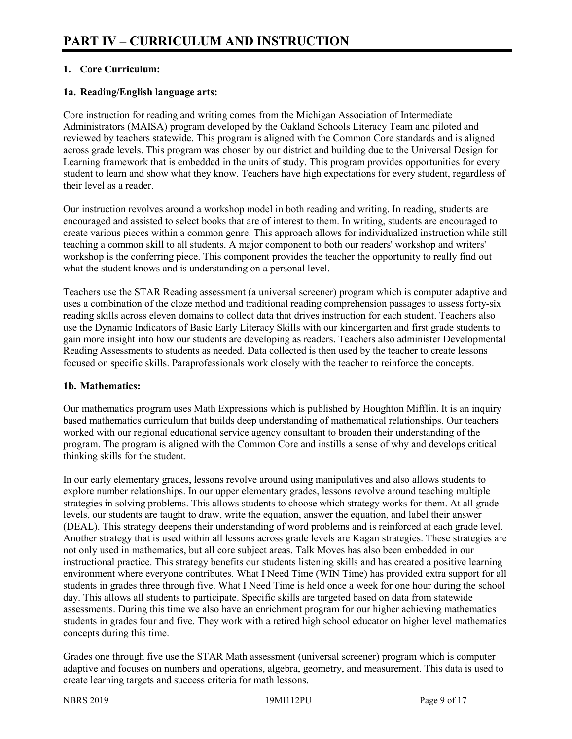# PART IV – CURRICULUM AND INSTRUCTION

## 1. Core Curriculum:

### 1a. Reading/English language arts:

Core instruction for reading and writing comes from the Michigan Association of Intermediate Administrators (MAISA) program developed by the Oakland Schools Literacy Team and piloted and reviewed by teachers statewide. This program is aligned with the Common Core standards and is aligned across grade levels. This program was chosen by our district and building due to the Universal Design for Learning framework that is embedded in the units of study. This program provides opportunities for every student to learn and show what they know. Teachers have high expectations for every student, regardless of their level as a reader.

Our instruction revolves around a workshop model in both reading and writing. In reading, students are encouraged and assisted to select books that are of interest to them. In writing, students are encouraged to create various pieces within a common genre. This approach allows for individualized instruction while still teaching a common skill to all students. A major component to both our readers' workshop and writers' workshop is the conferring piece. This component provides the teacher the opportunity to really find out what the student knows and is understanding on a personal level.

Teachers use the STAR Reading assessment (a universal screener) program which is computer adaptive and uses a combination of the cloze method and traditional reading comprehension passages to assess forty-six reading skills across eleven domains to collect data that drives instruction for each student. Teachers also use the Dynamic Indicators of Basic Early Literacy Skills with our kindergarten and first grade students to gain more insight into how our students are developing as readers. Teachers also administer Developmental Reading Assessments to students as needed. Data collected is then used by the teacher to create lessons focused on specific skills. Paraprofessionals work closely with the teacher to reinforce the concepts.

### 1b. Mathematics:

Our mathematics program uses Math Expressions which is published by Houghton Mifflin. It is an inquiry based mathematics curriculum that builds deep understanding of mathematical relationships. Our teachers worked with our regional educational service agency consultant to broaden their understanding of the program. The program is aligned with the Common Core and instills a sense of why and develops critical thinking skills for the student.

In our early elementary grades, lessons revolve around using manipulatives and also allows students to explore number relationships. In our upper elementary grades, lessons revolve around teaching multiple strategies in solving problems. This allows students to choose which strategy works for them. At all grade levels, our students are taught to draw, write the equation, answer the equation, and label their answer (DEAL). This strategy deepens their understanding of word problems and is reinforced at each grade level. Another strategy that is used within all lessons across grade levels are Kagan strategies. These strategies are not only used in mathematics, but all core subject areas. Talk Moves has also been embedded in our instructional practice. This strategy benefits our students listening skills and has created a positive learning environment where everyone contributes. What I Need Time (WIN Time) has provided extra support for all students in grades three through five. What I Need Time is held once a week for one hour during the school day. This allows all students to participate. Specific skills are targeted based on data from statewide assessments. During this time we also have an enrichment program for our higher achieving mathematics students in grades four and five. They work with a retired high school educator on higher level mathematics concepts during this time.

Grades one through five use the STAR Math assessment (universal screener) program which is computer adaptive and focuses on numbers and operations, algebra, geometry, and measurement. This data is used to create learning targets and success criteria for math lessons.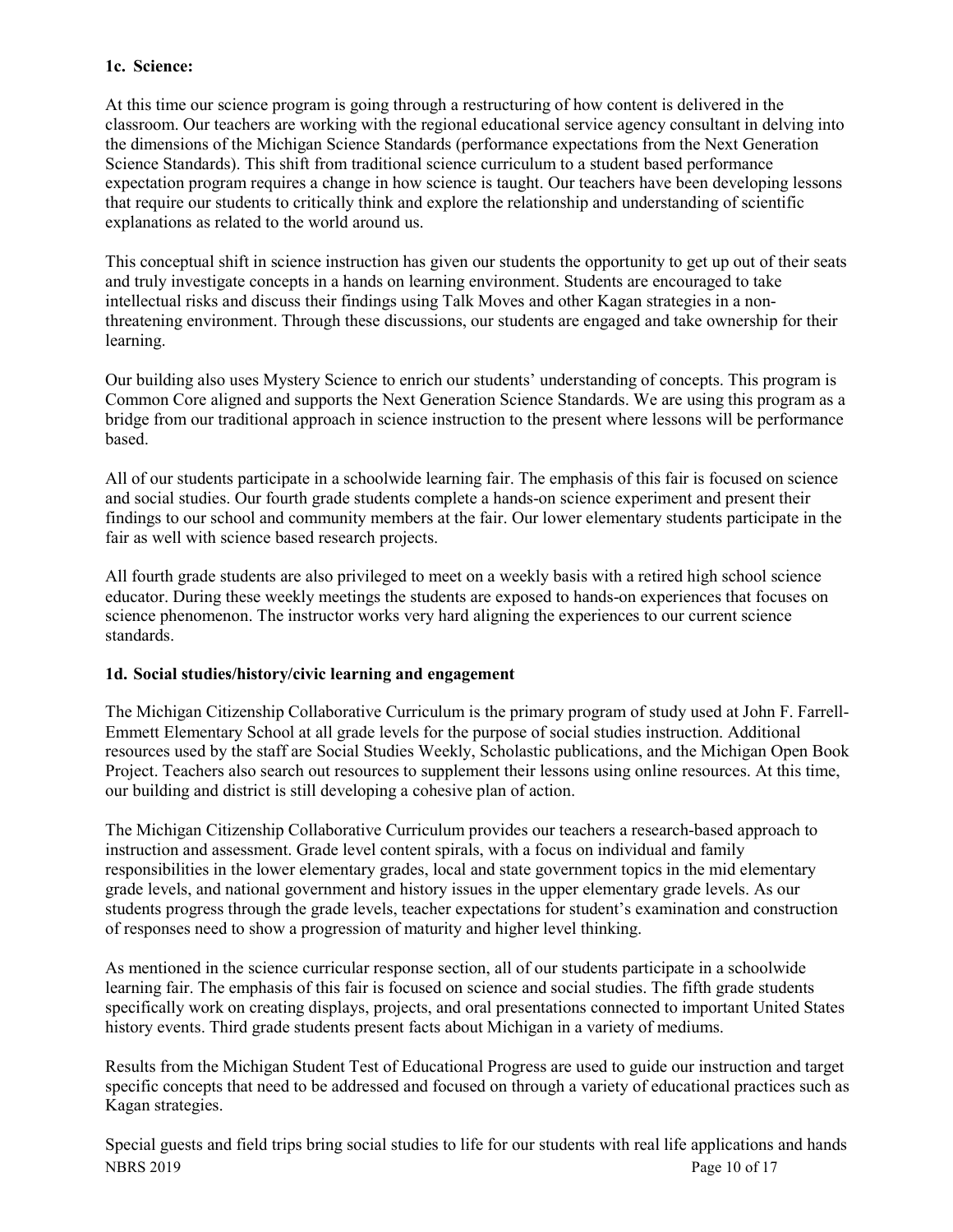**1c. Science:**

At this time our science program is going through a restructuring of how content is delivered in the classroom. Our teachers are working with the regional educational service agency consultant in delving into the dimensions of the Michigan Science Standards (performance expectations from the Next Generation Science Standards). This shift from traditional science curriculum to a student based performance expectation program requires a change in how science is taught. Our teachers have been developing lessons that require our students to critically think and explore the relationship and understanding of scientific explanations as related to the world around us.

This conceptual shift in science instruction has given our students the opportunity to get up out of their seats and truly investigate concepts in a hands on learning environment. Students are encouraged to take intellectual risks and discuss their findings using Talk Moves and other Kagan strategies in a non-threatening environment. Through these discussions, our students are engaged and take ownership for their learning.

Our building also uses Mystery Science to enrich our students' understanding of concepts. This program is Common Core aligned and supports the Next Generation Science Standards. We are using this program as a bridge from our traditional approach in science instruction to the present where lessons will be performance based.

All of our students participate in a schoolwide learning fair. The emphasis of this fair is focused on science and social studies. Our fourth grade students complete a hands-on science experiment and present their findings to our school and community members at the fair. Our lower elementary students participate in the fair as well with science based research projects.

All fourth grade students are also privileged to meet on a weekly basis with a retired high school science educator. During these weekly meetings the students are exposed to hands-on experiences that focuses on science phenomenon. The instructor works very hard aligning the experiences to our current science standards.

**1d. Social studies/history/civic learning and engagement**

The Michigan Citizenship Collaborative Curriculum is the primary program of study used at John F. Farrell-Emmett Elementary School at all grade levels for the purpose of social studies instruction. Additional resources used by the staff are Social Studies Weekly, Scholastic publications, and the Michigan Open Book Project. Teachers also search out resources to supplement their lessons using online resources. At this time, our building and district is still developing a cohesive plan of action.

The Michigan Citizenship Collaborative Curriculum provides our teachers a research-based approach to instruction and assessment. Grade level content spirals, with a focus on individual and family responsibilities in the lower elementary grades, local and state government topics in the mid elementary grade levels, and national government and history issues in the upper elementary grade levels. As our students progress through the grade levels, teacher expectations for student's examination and construction of responses need to show a progression of maturity and higher level thinking.

As mentioned in the science curricular response section, all of our students participate in a schoolwide learning fair. The emphasis of this fair is focused on science and social studies. The fifth grade students specifically work on creating displays, projects, and oral presentations connected to important United States history events. Third grade students present facts about Michigan in a variety of mediums.

Results from the Michigan Student Test of Educational Progress are used to guide our instruction and target specific concepts that need to be addressed and focused on through a variety of educational practices such as Kagan strategies.

Special guests and field trips bring social studies to life for our students with real life applications and hands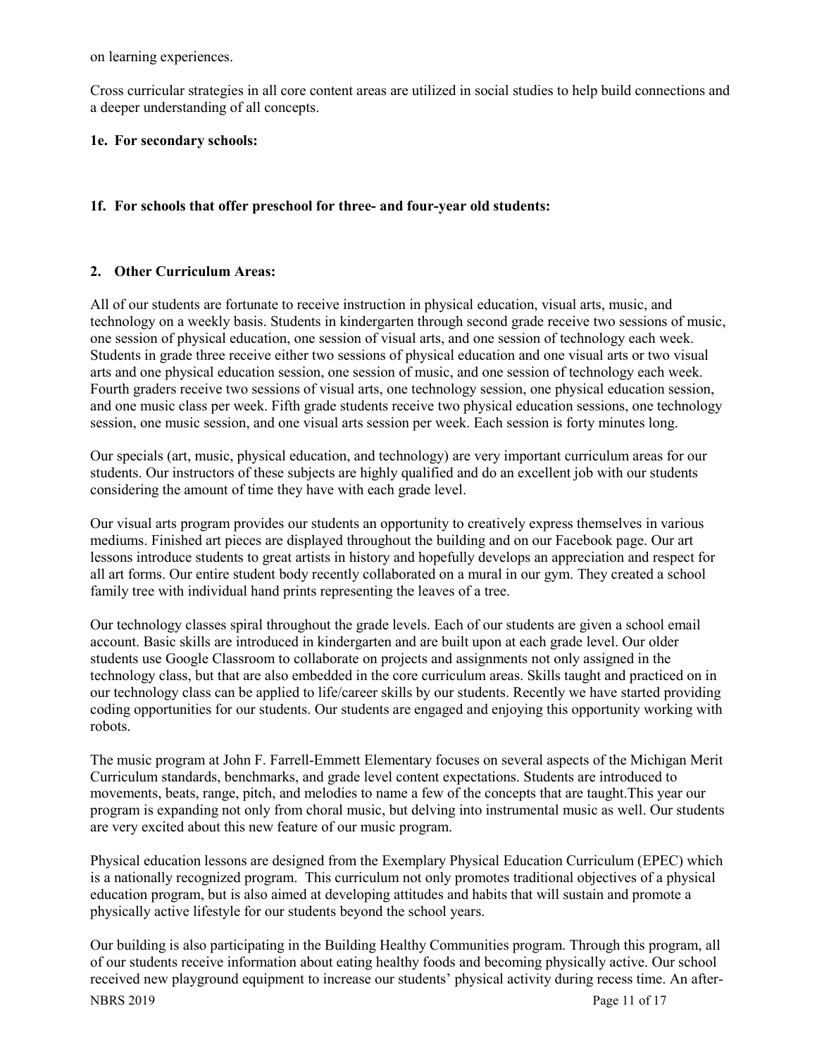on learning experiences.

Cross curricular strategies in all core content areas are utilized in social studies to help build connections and a deeper understanding of all concepts.

**1e. For secondary schools:**

**1f. For schools that offer preschool for three- and four-year old students:**

**2. Other Curriculum Areas:**

All of our students are fortunate to receive instruction in physical education, visual arts, music, and technology on a weekly basis. Students in kindergarten through second grade receive two sessions of music, one session of physical education, one session of visual arts, and one session of technology each week. Students in grade three receive either two sessions of physical education and one visual arts or two visual arts and one physical education session, one session of music, and one session of technology each week. Fourth graders receive two sessions of visual arts, one technology session, one physical education session, and one music class per week. Fifth grade students receive two physical education sessions, one technology session, one music session, and one visual arts session per week. Each session is forty minutes long.

Our specials (art, music, physical education, and technology) are very important curriculum areas for our students. Our instructors of these subjects are highly qualified and do an excellent job with our students considering the amount of time they have with each grade level.

Our visual arts program provides our students an opportunity to creatively express themselves in various mediums. Finished art pieces are displayed throughout the building and on our Facebook page. Our art lessons introduce students to great artists in history and hopefully develops an appreciation and respect for all art forms. Our entire student body recently collaborated on a mural in our gym. They created a school family tree with individual hand prints representing the leaves of a tree.

Our technology classes spiral throughout the grade levels. Each of our students are given a school email account. Basic skills are introduced in kindergarten and are built upon at each grade level. Our older students use Google Classroom to collaborate on projects and assignments not only assigned in the technology class, but that are also embedded in the core curriculum areas. Skills taught and practiced on in our technology class can be applied to life/career skills by our students. Recently we have started providing coding opportunities for our students. Our students are engaged and enjoying this opportunity working with robots.

The music program at John F. Farrell-Emmett Elementary focuses on several aspects of the Michigan Merit Curriculum standards, benchmarks, and grade level content expectations. Students are introduced to movements, beats, range, pitch, and melodies to name a few of the concepts that are taught.This year our program is expanding not only from choral music, but delving into instrumental music as well. Our students are very excited about this new feature of our music program.

Physical education lessons are designed from the Exemplary Physical Education Curriculum (EPEC) which is a nationally recognized program. This curriculum not only promotes traditional objectives of a physical education program, but is also aimed at developing attitudes and habits that will sustain and promote a physically active lifestyle for our students beyond the school years.

Our building is also participating in the Building Healthy Communities program. Through this program, all of our students receive information about eating healthy foods and becoming physically active. Our school received new playground equipment to increase our students' physical activity during recess time. An after-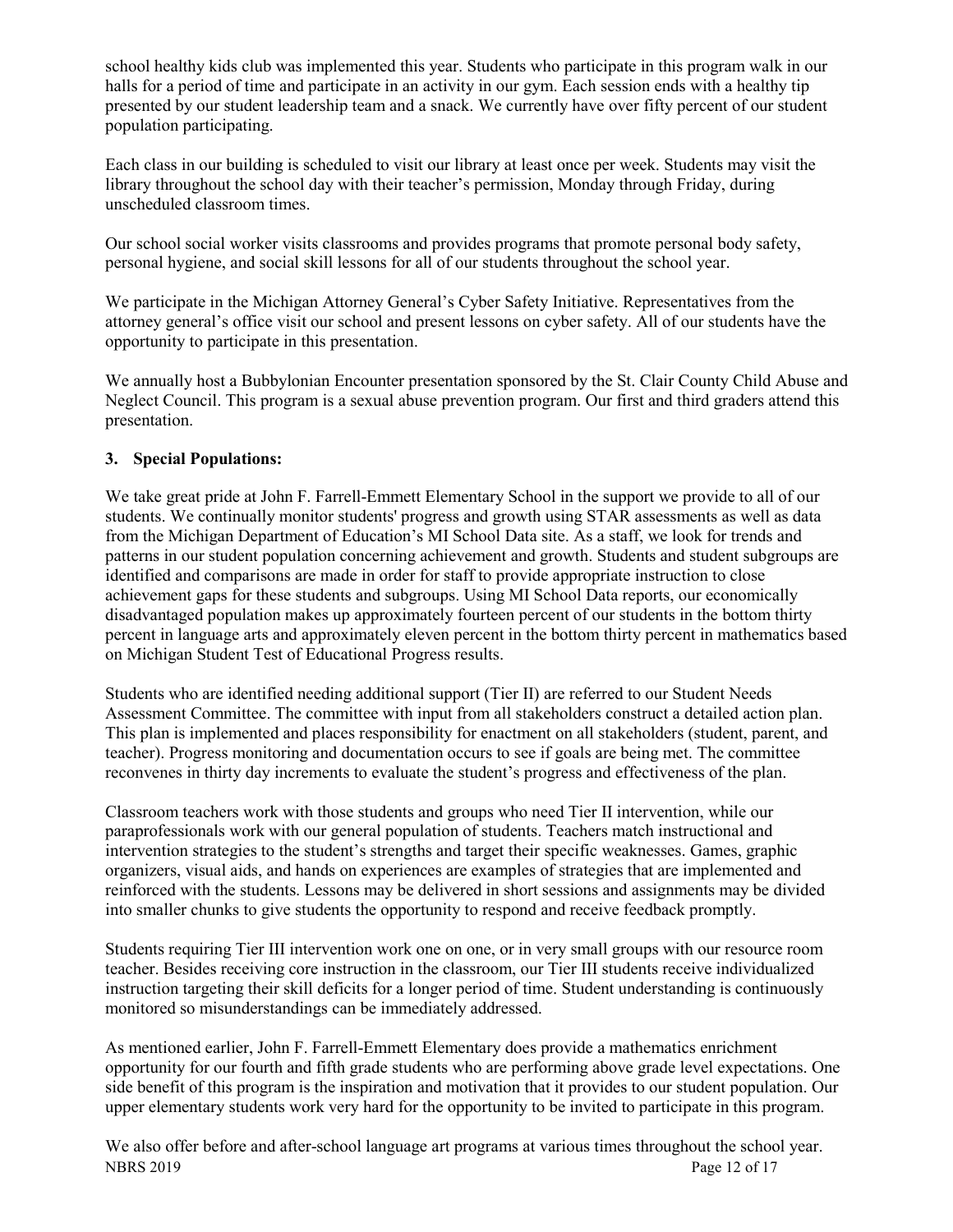school healthy kids club was implemented this year. Students who participate in this program walk in our halls for a period of time and participate in an activity in our gym. Each session ends with a healthy tip presented by our student leadership team and a snack. We currently have over fifty percent of our student population participating.

Each class in our building is scheduled to visit our library at least once per week. Students may visit the library throughout the school day with their teacher's permission, Monday through Friday, during unscheduled classroom times.

Our school social worker visits classrooms and provides programs that promote personal body safety, personal hygiene, and social skill lessons for all of our students throughout the school year.

We participate in the Michigan Attorney General's Cyber Safety Initiative. Representatives from the attorney general's office visit our school and present lessons on cyber safety. All of our students have the opportunity to participate in this presentation.

We annually host a Bubbylonian Encounter presentation sponsored by the St. Clair County Child Abuse and Neglect Council. This program is a sexual abuse prevention program. Our first and third graders attend this presentation.

**3. Special Populations:**

We take great pride at John F. Farrell-Emmett Elementary School in the support we provide to all of our students. We continually monitor students' progress and growth using STAR assessments as well as data from the Michigan Department of Education's MI School Data site. As a staff, we look for trends and patterns in our student population concerning achievement and growth. Students and student subgroups are identified and comparisons are made in order for staff to provide appropriate instruction to close achievement gaps for these students and subgroups. Using MI School Data reports, our economically disadvantaged population makes up approximately fourteen percent of our students in the bottom thirty percent in language arts and approximately eleven percent in the bottom thirty percent in mathematics based on Michigan Student Test of Educational Progress results.

Students who are identified needing additional support (Tier II) are referred to our Student Needs Assessment Committee. The committee with input from all stakeholders construct a detailed action plan. This plan is implemented and places responsibility for enactment on all stakeholders (student, parent, and teacher). Progress monitoring and documentation occurs to see if goals are being met. The committee reconvenes in thirty day increments to evaluate the student's progress and effectiveness of the plan.

Classroom teachers work with those students and groups who need Tier II intervention, while our paraprofessionals work with our general population of students. Teachers match instructional and intervention strategies to the student's strengths and target their specific weaknesses. Games, graphic organizers, visual aids, and hands on experiences are examples of strategies that are implemented and reinforced with the students. Lessons may be delivered in short sessions and assignments may be divided into smaller chunks to give students the opportunity to respond and receive feedback promptly.

Students requiring Tier III intervention work one on one, or in very small groups with our resource room teacher. Besides receiving core instruction in the classroom, our Tier III students receive individualized instruction targeting their skill deficits for a longer period of time. Student understanding is continuously monitored so misunderstandings can be immediately addressed.

As mentioned earlier, John F. Farrell-Emmett Elementary does provide a mathematics enrichment opportunity for our fourth and fifth grade students who are performing above grade level expectations. One side benefit of this program is the inspiration and motivation that it provides to our student population. Our upper elementary students work very hard for the opportunity to be invited to participate in this program.

We also offer before and after-school language art programs at various times throughout the school year.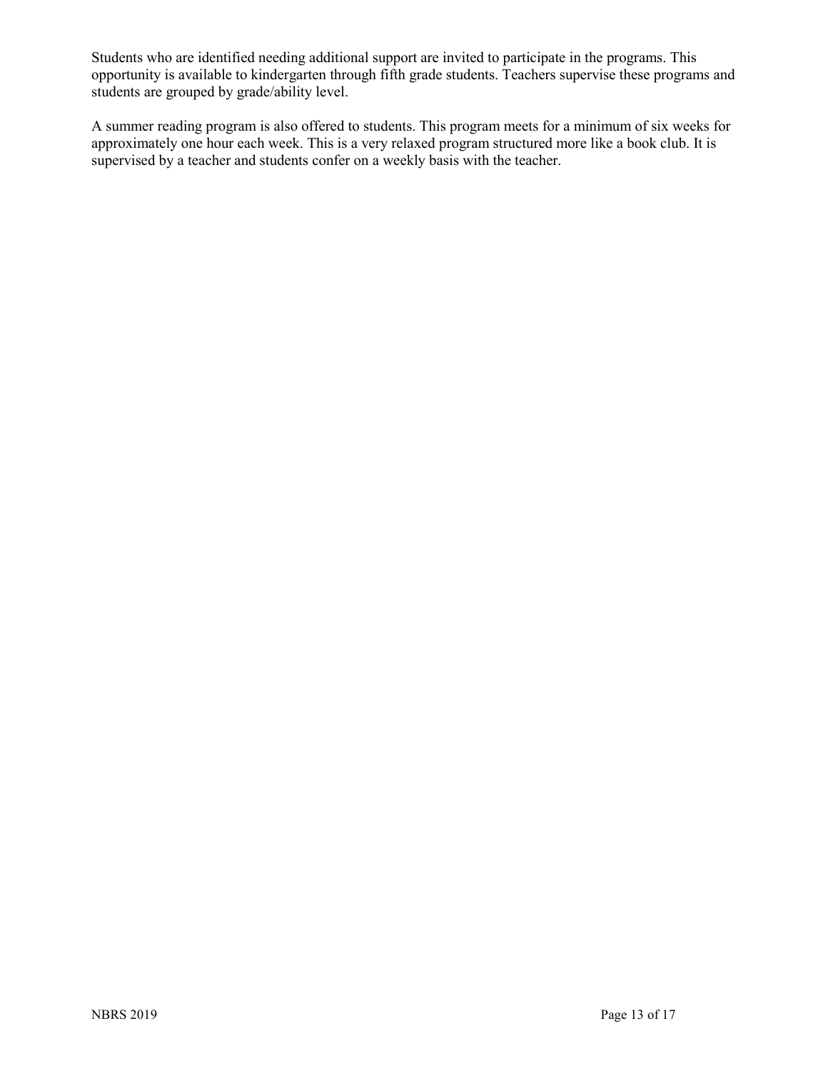Students who are identified needing additional support are invited to participate in the programs. This opportunity is available to kindergarten through fifth grade students. Teachers supervise these programs and students are grouped by grade/ability level.

A summer reading program is also offered to students. This program meets for a minimum of six weeks for approximately one hour each week. This is a very relaxed program structured more like a book club. It is supervised by a teacher and students confer on a weekly basis with the teacher.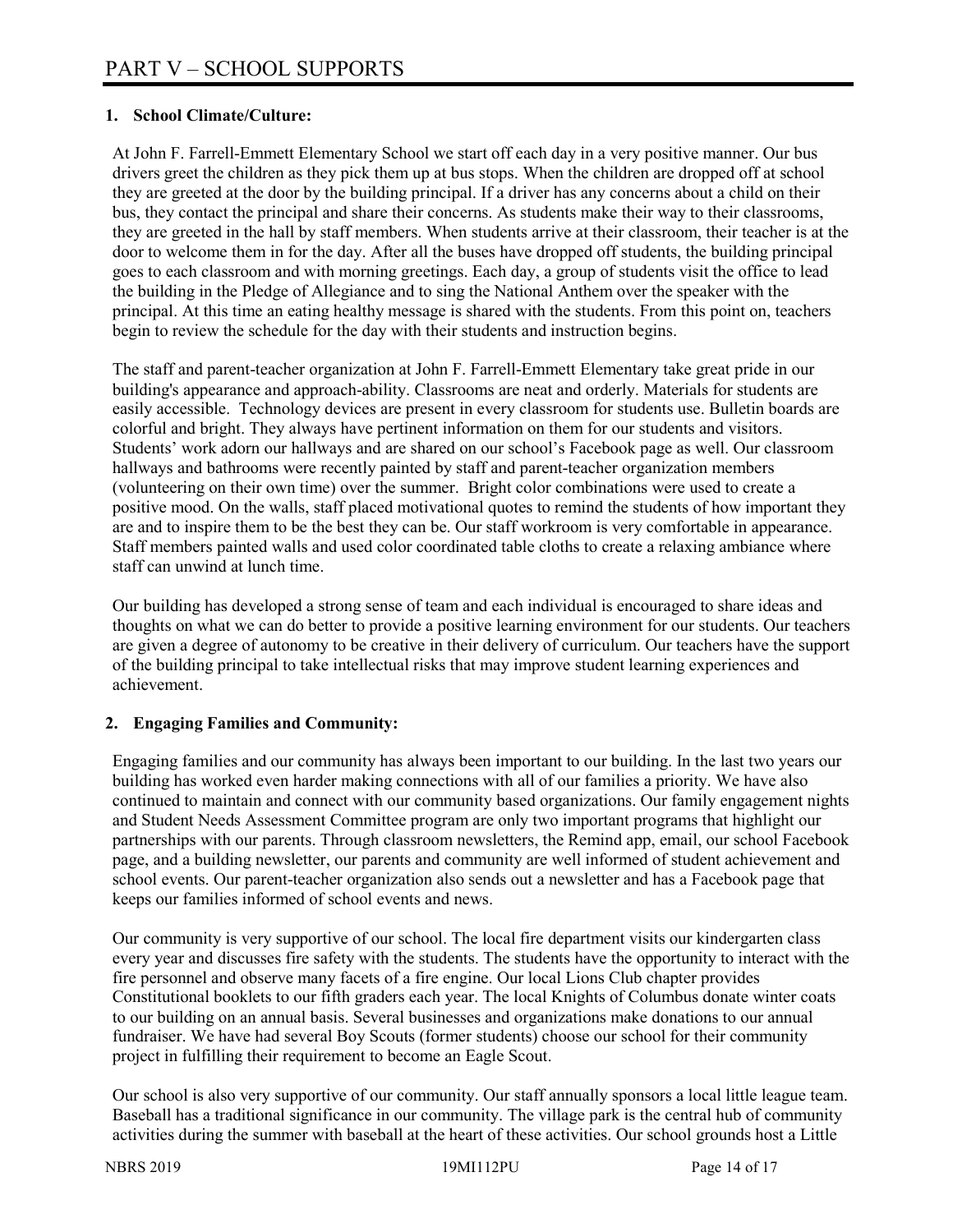# PART V – SCHOOL SUPPORTS

**1. School Climate/Culture:**

At John F. Farrell-Emmett Elementary School we start off each day in a very positive manner. Our bus drivers greet the children as they pick them up at bus stops. When the children are dropped off at school they are greeted at the door by the building principal. If a driver has any concerns about a child on their bus, they contact the principal and share their concerns. As students make their way to their classrooms, they are greeted in the hall by staff members. When students arrive at their classroom, their teacher is at the door to welcome them in for the day. After all the buses have dropped off students, the building principal goes to each classroom and with morning greetings. Each day, a group of students visit the office to lead the building in the Pledge of Allegiance and to sing the National Anthem over the speaker with the principal. At this time an eating healthy message is shared with the students. From this point on, teachers begin to review the schedule for the day with their students and instruction begins.

The staff and parent-teacher organization at John F. Farrell-Emmett Elementary take great pride in our building's appearance and approach-ability. Classrooms are neat and orderly. Materials for students are easily accessible. Technology devices are present in every classroom for students use. Bulletin boards are colorful and bright. They always have pertinent information on them for our students and visitors. Students' work adorn our hallways and are shared on our school's Facebook page as well. Our classroom hallways and bathrooms were recently painted by staff and parent-teacher organization members (volunteering on their own time) over the summer. Bright color combinations were used to create a positive mood. On the walls, staff placed motivational quotes to remind the students of how important they are and to inspire them to be the best they can be. Our staff workroom is very comfortable in appearance. Staff members painted walls and used color coordinated table cloths to create a relaxing ambiance where staff can unwind at lunch time.

Our building has developed a strong sense of team and each individual is encouraged to share ideas and thoughts on what we can do better to provide a positive learning environment for our students. Our teachers are given a degree of autonomy to be creative in their delivery of curriculum. Our teachers have the support of the building principal to take intellectual risks that may improve student learning experiences and achievement.

**2. Engaging Families and Community:**

Engaging families and our community has always been important to our building. In the last two years our building has worked even harder making connections with all of our families a priority. We have also continued to maintain and connect with our community based organizations. Our family engagement nights and Student Needs Assessment Committee program are only two important programs that highlight our partnerships with our parents. Through classroom newsletters, the Remind app, email, our school Facebook page, and a building newsletter, our parents and community are well informed of student achievement and school events. Our parent-teacher organization also sends out a newsletter and has a Facebook page that keeps our families informed of school events and news.

Our community is very supportive of our school. The local fire department visits our kindergarten class every year and discusses fire safety with the students. The students have the opportunity to interact with the fire personnel and observe many facets of a fire engine. Our local Lions Club chapter provides Constitutional booklets to our fifth graders each year. The local Knights of Columbus donate winter coats to our building on an annual basis. Several businesses and organizations make donations to our annual fundraiser. We have had several Boy Scouts (former students) choose our school for their community project in fulfilling their requirement to become an Eagle Scout.

Our school is also very supportive of our community. Our staff annually sponsors a local little league team. Baseball has a traditional significance in our community. The village park is the central hub of community activities during the summer with baseball at the heart of these activities. Our school grounds host a Little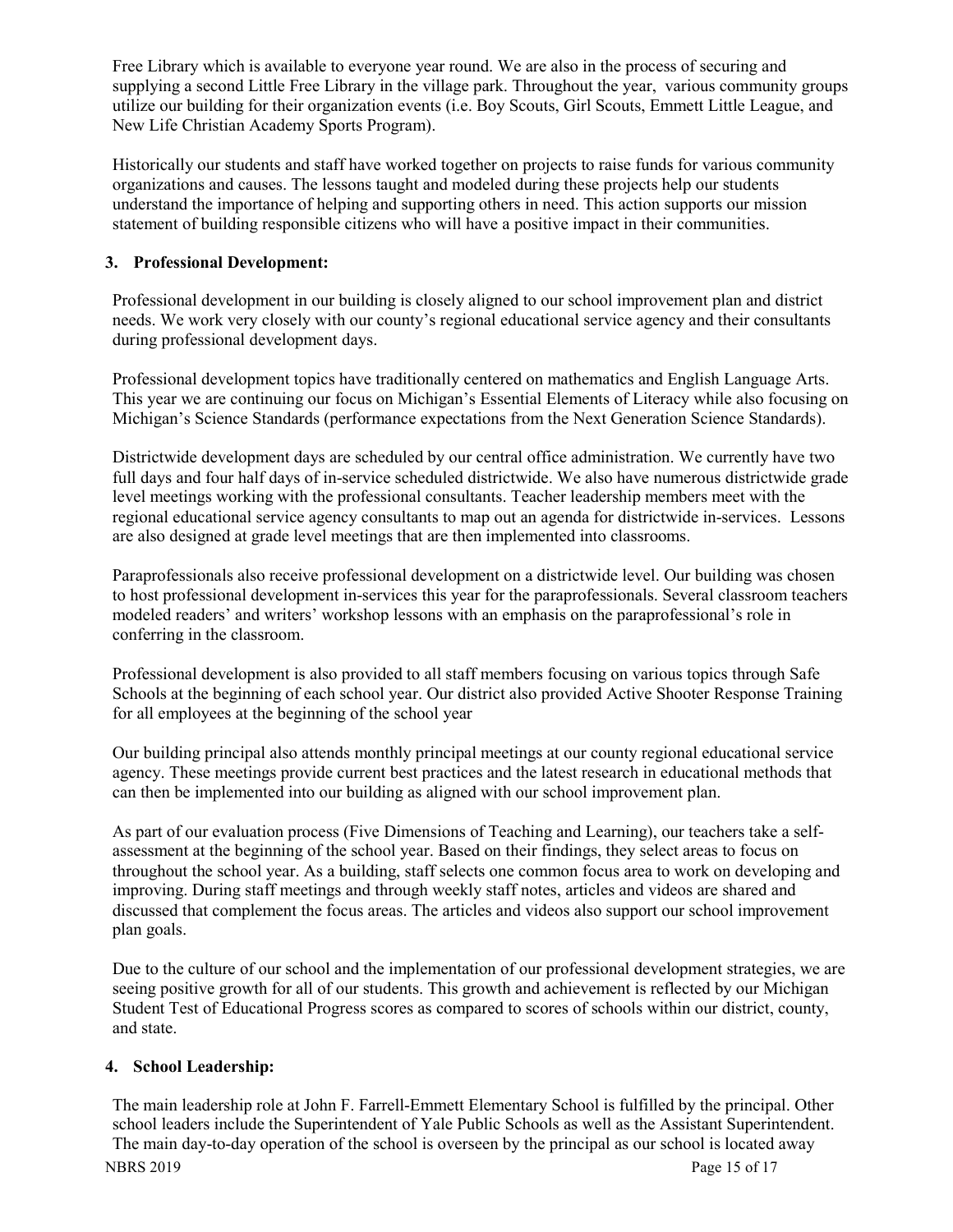Free Library which is available to everyone year round. We are also in the process of securing and supplying a second Little Free Library in the village park. Throughout the year, various community groups utilize our building for their organization events (i.e. Boy Scouts, Girl Scouts, Emmett Little League, and New Life Christian Academy Sports Program).

Historically our students and staff have worked together on projects to raise funds for various community organizations and causes. The lessons taught and modeled during these projects help our students understand the importance of helping and supporting others in need. This action supports our mission statement of building responsible citizens who will have a positive impact in their communities.

## 3. Professional Development:

Professional development in our building is closely aligned to our school improvement plan and district needs. We work very closely with our county's regional educational service agency and their consultants during professional development days.

Professional development topics have traditionally centered on mathematics and English Language Arts. This year we are continuing our focus on Michigan's Essential Elements of Literacy while also focusing on Michigan's Science Standards (performance expectations from the Next Generation Science Standards).

Districtwide development days are scheduled by our central office administration. We currently have two full days and four half days of in-service scheduled districtwide. We also have numerous districtwide grade level meetings working with the professional consultants. Teacher leadership members meet with the regional educational service agency consultants to map out an agenda for districtwide in-services. Lessons are also designed at grade level meetings that are then implemented into classrooms.

Paraprofessionals also receive professional development on a districtwide level. Our building was chosen to host professional development in-services this year for the paraprofessionals. Several classroom teachers modeled readers' and writers' workshop lessons with an emphasis on the paraprofessional's role in conferring in the classroom.

Professional development is also provided to all staff members focusing on various topics through Safe Schools at the beginning of each school year. Our district also provided Active Shooter Response Training for all employees at the beginning of the school year

Our building principal also attends monthly principal meetings at our county regional educational service agency. These meetings provide current best practices and the latest research in educational methods that can then be implemented into our building as aligned with our school improvement plan.

As part of our evaluation process (Five Dimensions of Teaching and Learning), our teachers take a self-assessment at the beginning of the school year. Based on their findings, they select areas to focus on throughout the school year. As a building, staff selects one common focus area to work on developing and improving. During staff meetings and through weekly staff notes, articles and videos are shared and discussed that complement the focus areas. The articles and videos also support our school improvement plan goals.

Due to the culture of our school and the implementation of our professional development strategies, we are seeing positive growth for all of our students. This growth and achievement is reflected by our Michigan Student Test of Educational Progress scores as compared to scores of schools within our district, county, and state.

## 4. School Leadership:

The main leadership role at John F. Farrell-Emmett Elementary School is fulfilled by the principal. Other school leaders include the Superintendent of Yale Public Schools as well as the Assistant Superintendent. The main day-to-day operation of the school is overseen by the principal as our school is located away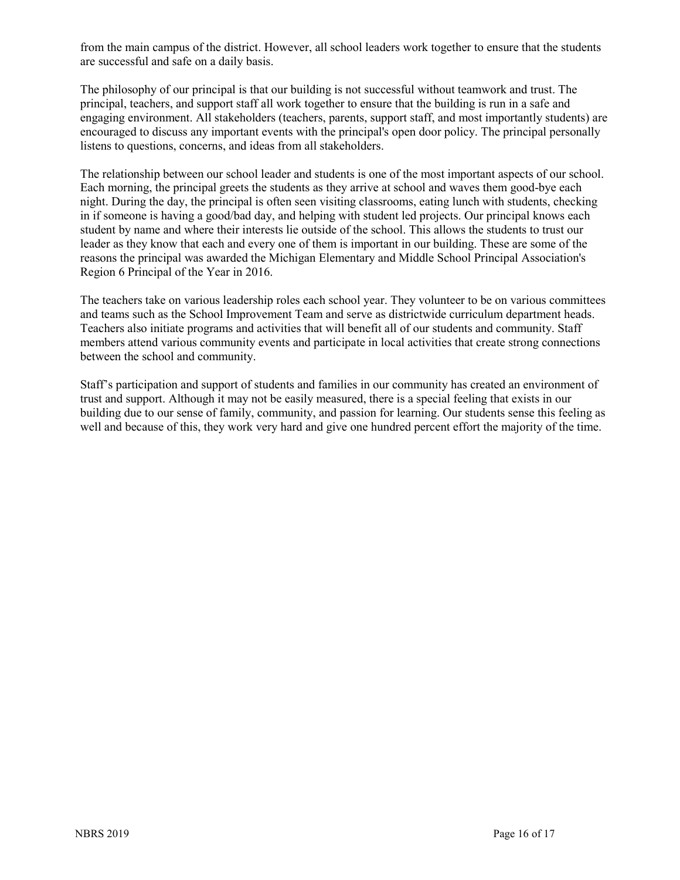from the main campus of the district. However, all school leaders work together to ensure that the students are successful and safe on a daily basis.

The philosophy of our principal is that our building is not successful without teamwork and trust. The principal, teachers, and support staff all work together to ensure that the building is run in a safe and engaging environment. All stakeholders (teachers, parents, support staff, and most importantly students) are encouraged to discuss any important events with the principal's open door policy. The principal personally listens to questions, concerns, and ideas from all stakeholders.

The relationship between our school leader and students is one of the most important aspects of our school. Each morning, the principal greets the students as they arrive at school and waves them good-bye each night. During the day, the principal is often seen visiting classrooms, eating lunch with students, checking in if someone is having a good/bad day, and helping with student led projects. Our principal knows each student by name and where their interests lie outside of the school. This allows the students to trust our leader as they know that each and every one of them is important in our building. These are some of the reasons the principal was awarded the Michigan Elementary and Middle School Principal Association's Region 6 Principal of the Year in 2016.

The teachers take on various leadership roles each school year. They volunteer to be on various committees and teams such as the School Improvement Team and serve as districtwide curriculum department heads. Teachers also initiate programs and activities that will benefit all of our students and community. Staff members attend various community events and participate in local activities that create strong connections between the school and community.

Staff's participation and support of students and families in our community has created an environment of trust and support. Although it may not be easily measured, there is a special feeling that exists in our building due to our sense of family, community, and passion for learning. Our students sense this feeling as well and because of this, they work very hard and give one hundred percent effort the majority of the time.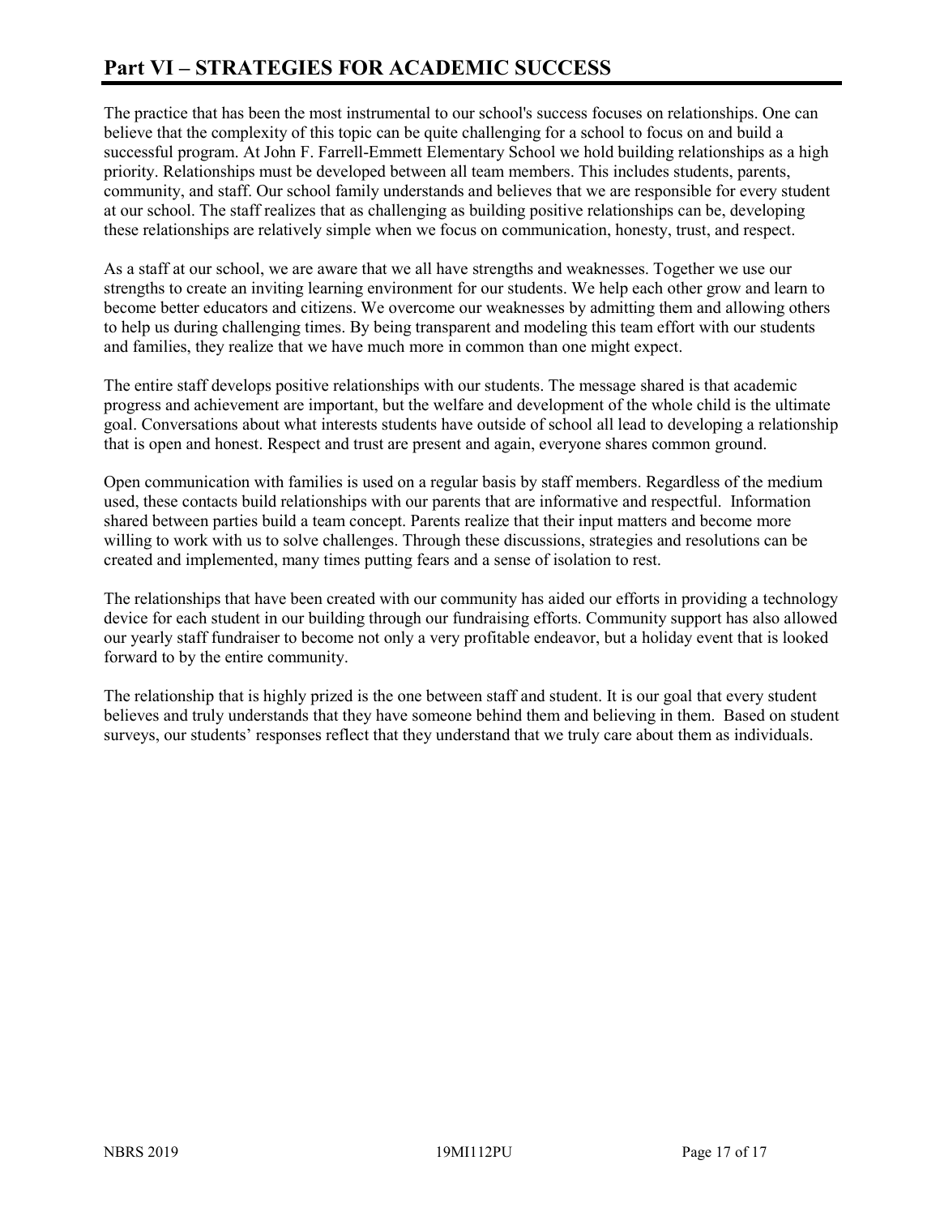# Part VI – STRATEGIES FOR ACADEMIC SUCCESS

The practice that has been the most instrumental to our school's success focuses on relationships. One can believe that the complexity of this topic can be quite challenging for a school to focus on and build a successful program. At John F. Farrell-Emmett Elementary School we hold building relationships as a high priority. Relationships must be developed between all team members. This includes students, parents, community, and staff. Our school family understands and believes that we are responsible for every student at our school. The staff realizes that as challenging as building positive relationships can be, developing these relationships are relatively simple when we focus on communication, honesty, trust, and respect.

As a staff at our school, we are aware that we all have strengths and weaknesses. Together we use our strengths to create an inviting learning environment for our students. We help each other grow and learn to become better educators and citizens. We overcome our weaknesses by admitting them and allowing others to help us during challenging times. By being transparent and modeling this team effort with our students and families, they realize that we have much more in common than one might expect.

The entire staff develops positive relationships with our students. The message shared is that academic progress and achievement are important, but the welfare and development of the whole child is the ultimate goal. Conversations about what interests students have outside of school all lead to developing a relationship that is open and honest. Respect and trust are present and again, everyone shares common ground.

Open communication with families is used on a regular basis by staff members. Regardless of the medium used, these contacts build relationships with our parents that are informative and respectful. Information shared between parties build a team concept. Parents realize that their input matters and become more willing to work with us to solve challenges. Through these discussions, strategies and resolutions can be created and implemented, many times putting fears and a sense of isolation to rest.

The relationships that have been created with our community has aided our efforts in providing a technology device for each student in our building through our fundraising efforts. Community support has also allowed our yearly staff fundraiser to become not only a very profitable endeavor, but a holiday event that is looked forward to by the entire community.

The relationship that is highly prized is the one between staff and student. It is our goal that every student believes and truly understands that they have someone behind them and believing in them. Based on student surveys, our students' responses reflect that they understand that we truly care about them as individuals.